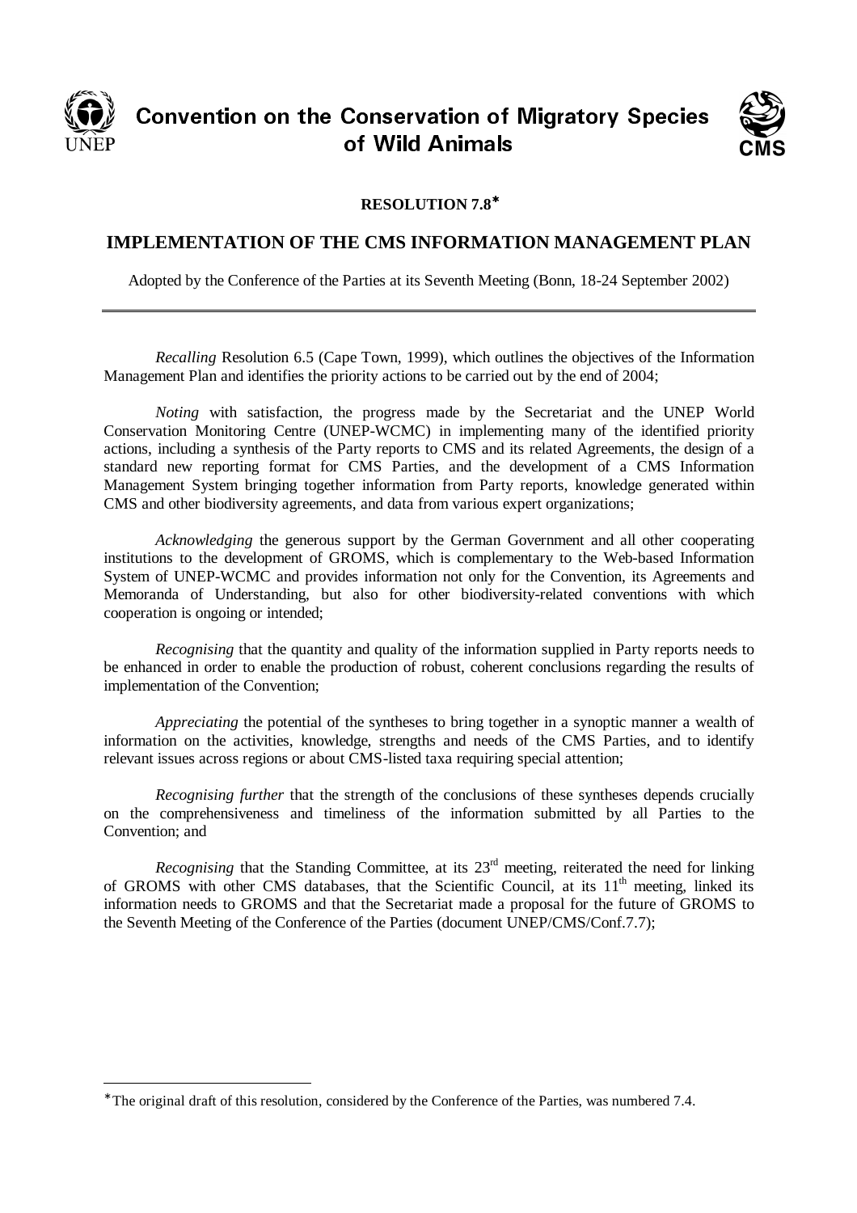# Convention on the Conservation of Migratory Species of Wild Animals

## RESOLUTION 7.8*

## IMPLEMENTATION OF THE CMS INFORMATION MANAGEMENT PLAN

Adopted by the Conference of the Parties at its Seventh Meeting (Bonn, 18-24 September 2002)

---

*Recalling* Resolution 6.5 (Cape Town, 1999), which outlines the objectives of the Information Management Plan and identifies the priority actions to be carried out by the end of 2004;

*Noting* with satisfaction, the progress made by the Secretariat and the UNEP World Conservation Monitoring Centre (UNEP-WCMC) in implementing many of the identified priority actions, including a synthesis of the Party reports to CMS and its related Agreements, the design of a standard new reporting format for CMS Parties, and the development of a CMS Information Management System bringing together information from Party reports, knowledge generated within CMS and other biodiversity agreements, and data from various expert organizations;

*Acknowledging* the generous support by the German Government and all other cooperating institutions to the development of GROMS, which is complementary to the Web-based Information System of UNEP-WCMC and provides information not only for the Convention, its Agreements and Memoranda of Understanding, but also for other biodiversity-related conventions with which cooperation is ongoing or intended;

*Recognising* that the quantity and quality of the information supplied in Party reports needs to be enhanced in order to enable the production of robust, coherent conclusions regarding the results of implementation of the Convention;

*Appreciating* the potential of the syntheses to bring together in a synoptic manner a wealth of information on the activities, knowledge, strengths and needs of the CMS Parties, and to identify relevant issues across regions or about CMS-listed taxa requiring special attention;

*Recognising further* that the strength of the conclusions of these syntheses depends crucially on the comprehensiveness and timeliness of the information submitted by all Parties to the Convention; and

*Recognising* that the Standing Committee, at its 23rd meeting, reiterated the need for linking of GROMS with other CMS databases, that the Scientific Council, at its 11th meeting, linked its information needs to GROMS and that the Secretariat made a proposal for the future of GROMS to the Seventh Meeting of the Conference of the Parties (document UNEP/CMS/Conf.7.7);

---

* The original draft of this resolution, considered by the Conference of the Parties, was numbered 7.4.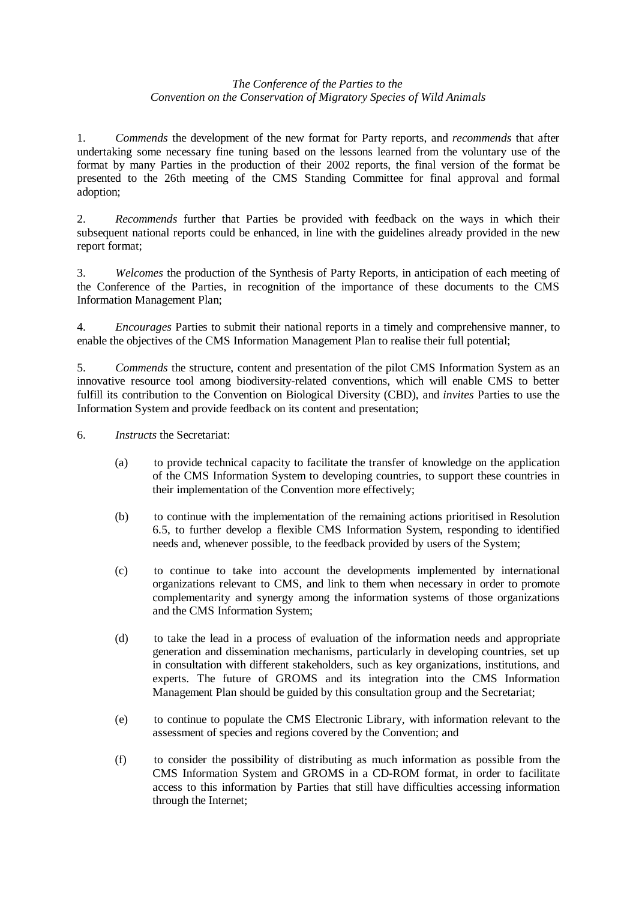*The Conference of the Parties to the*
*Convention on the Conservation of Migratory Species of Wild Animals*

1. *Commends* the development of the new format for Party reports, and *recommends* that after undertaking some necessary fine tuning based on the lessons learned from the voluntary use of the format by many Parties in the production of their 2002 reports, the final version of the format be presented to the 26th meeting of the CMS Standing Committee for final approval and formal adoption;

2. *Recommends* further that Parties be provided with feedback on the ways in which their subsequent national reports could be enhanced, in line with the guidelines already provided in the new report format;

3. *Welcomes* the production of the Synthesis of Party Reports, in anticipation of each meeting of the Conference of the Parties, in recognition of the importance of these documents to the CMS Information Management Plan;

4. *Encourages* Parties to submit their national reports in a timely and comprehensive manner, to enable the objectives of the CMS Information Management Plan to realise their full potential;

5. *Commends* the structure, content and presentation of the pilot CMS Information System as an innovative resource tool among biodiversity-related conventions, which will enable CMS to better fulfill its contribution to the Convention on Biological Diversity (CBD), and *invites* Parties to use the Information System and provide feedback on its content and presentation;

6. *Instructs* the Secretariat:

   (a) to provide technical capacity to facilitate the transfer of knowledge on the application of the CMS Information System to developing countries, to support these countries in their implementation of the Convention more effectively;

   (b) to continue with the implementation of the remaining actions prioritised in Resolution 6.5, to further develop a flexible CMS Information System, responding to identified needs and, whenever possible, to the feedback provided by users of the System;

   (c) to continue to take into account the developments implemented by international organizations relevant to CMS, and link to them when necessary in order to promote complementarity and synergy among the information systems of those organizations and the CMS Information System;

   (d) to take the lead in a process of evaluation of the information needs and appropriate generation and dissemination mechanisms, particularly in developing countries, set up in consultation with different stakeholders, such as key organizations, institutions, and experts. The future of GROMS and its integration into the CMS Information Management Plan should be guided by this consultation group and the Secretariat;

   (e) to continue to populate the CMS Electronic Library, with information relevant to the assessment of species and regions covered by the Convention; and

   (f) to consider the possibility of distributing as much information as possible from the CMS Information System and GROMS in a CD-ROM format, in order to facilitate access to this information by Parties that still have difficulties accessing information through the Internet;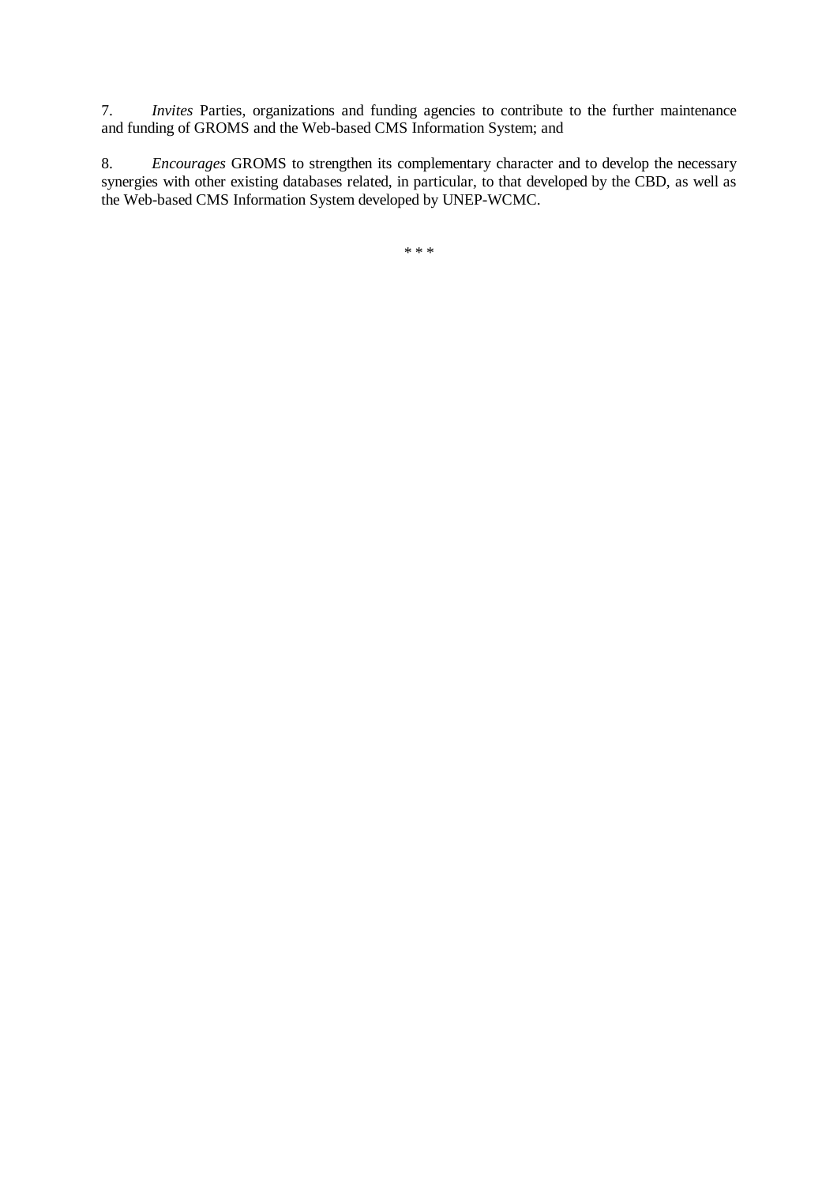7. *Invites* Parties, organizations and funding agencies to contribute to the further maintenance and funding of GROMS and the Web-based CMS Information System; and

8. *Encourages* GROMS to strengthen its complementary character and to develop the necessary synergies with other existing databases related, in particular, to that developed by the CBD, as well as the Web-based CMS Information System developed by UNEP-WCMC.

\* \* \*